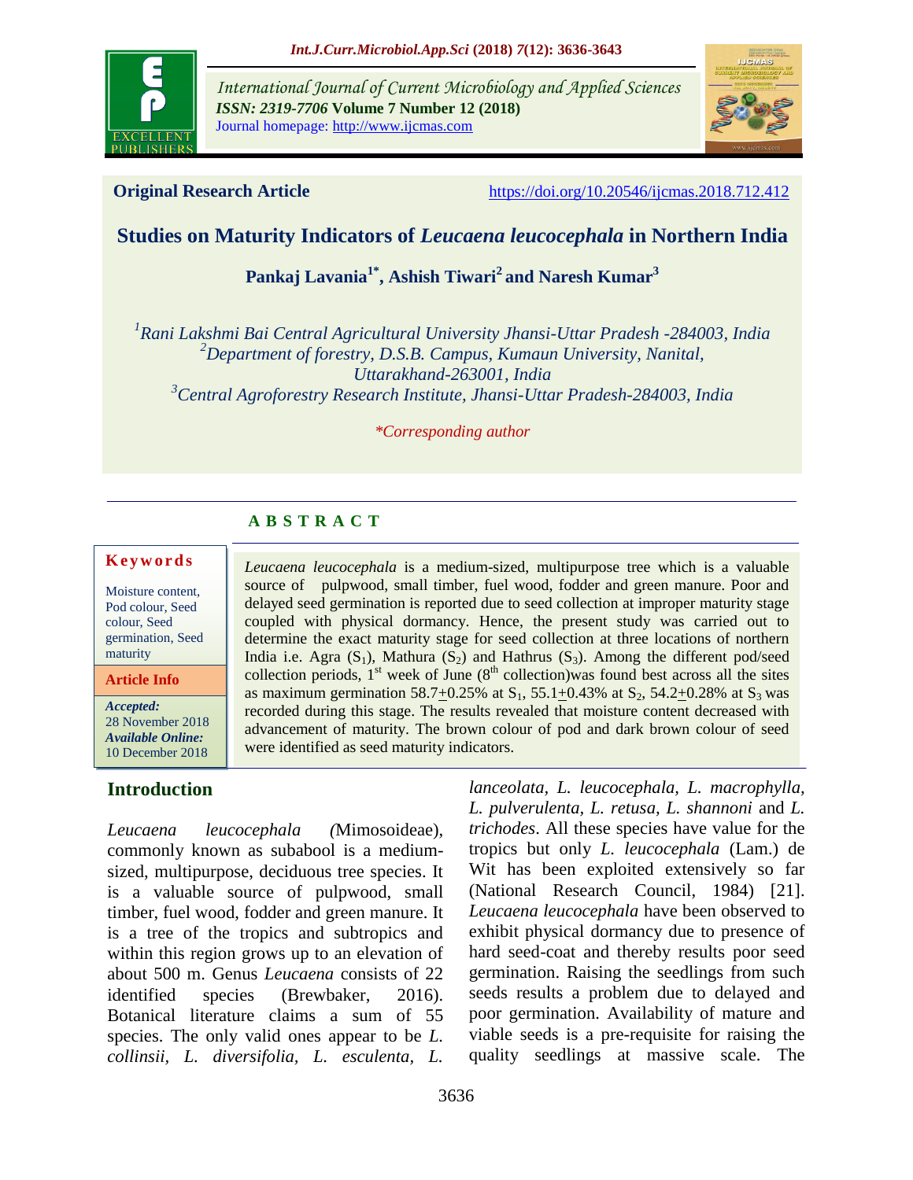International Journal of Current Microbiology and Applied Sciences
ISSN: 2319-7706 Volume 7 Number 12 (2018)
Journal homepage: http://www.ijcmas.com

**Original Research Article** https://doi.org/10.20546/ijcmas.2018.712.412

# Studies on Maturity Indicators of *Leucaena leucocephala* in Northern India

**Pankaj Lavania[1*], Ashish Tiwari[2] and Naresh Kumar[3]**

[1]*Rani Lakshmi Bai Central Agricultural University Jhansi-Uttar Pradesh -284003, India*
[2]*Department of forestry, D.S.B. Campus, Kumaun University, Nanital, Uttarakhand-263001, India*
[3]*Central Agroforestry Research Institute, Jhansi-Uttar Pradesh-284003, India*

*\*Corresponding author*

## ABSTRACT

**Keywords**

Moisture content, Pod colour, Seed colour, Seed germination, Seed maturity

**Article Info**

*Accepted:* 28 November 2018
*Available Online:* 10 December 2018

*Leucaena leucocephala* is a medium-sized, multipurpose tree which is a valuable source of pulpwood, small timber, fuel wood, fodder and green manure. Poor and delayed seed germination is reported due to seed collection at improper maturity stage coupled with physical dormancy. Hence, the present study was carried out to determine the exact maturity stage for seed collection at three locations of northern India i.e. Agra ($S_1$), Mathura ($S_2$) and Hathrus ($S_3$). Among the different pod/seed collection periods, 1st week of June (8th collection)was found best across all the sites as maximum germination 58.7$\pm$0.25% at $S_1$, 55.1$\pm$0.43% at $S_2$, 54.2$\pm$0.28% at $S_3$ was recorded during this stage. The results revealed that moisture content decreased with advancement of maturity. The brown colour of pod and dark brown colour of seed were identified as seed maturity indicators.

## Introduction

*Leucaena leucocephala (*Mimosoideae), commonly known as subabool is a medium-sized, multipurpose, deciduous tree species. It is a valuable source of pulpwood, small timber, fuel wood, fodder and green manure. It is a tree of the tropics and subtropics and within this region grows up to an elevation of about 500 m. Genus *Leucaena* consists of 22 identified species (Brewbaker, 2016). Botanical literature claims a sum of 55 species. The only valid ones appear to be *L. collinsii, L. diversifolia, L. esculenta, L. lanceolata, L. leucocephala, L. macrophylla, L. pulverulenta, L. retusa, L. shannoni* and *L. trichodes*. All these species have value for the tropics but only *L. leucocephala* (Lam.) de Wit has been exploited extensively so far (National Research Council, 1984) [21]. *Leucaena leucocephala* have been observed to exhibit physical dormancy due to presence of hard seed-coat and thereby results poor seed germination. Raising the seedlings from such seeds results a problem due to delayed and poor germination. Availability of mature and viable seeds is a pre-requisite for raising the quality seedlings at massive scale. The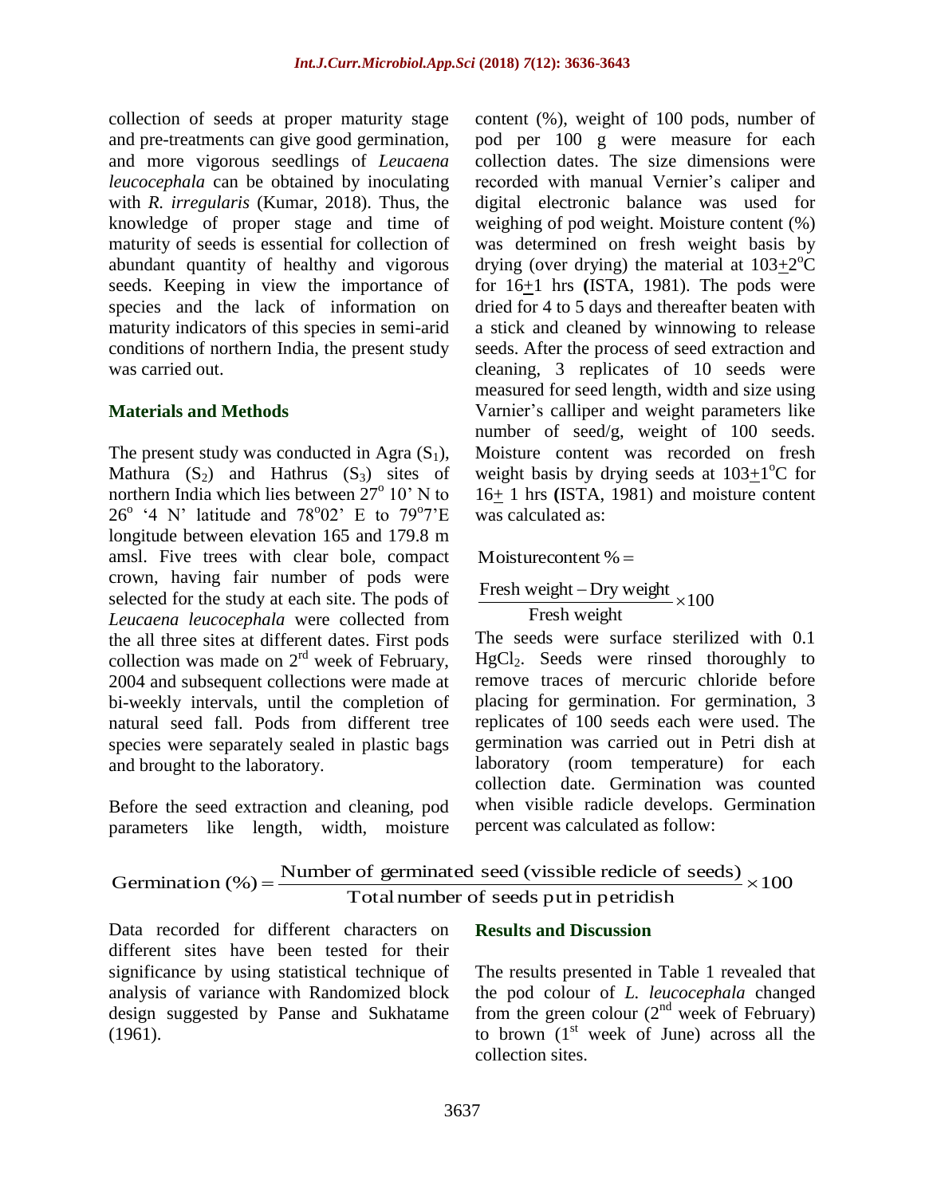collection of seeds at proper maturity stage and pre-treatments can give good germination, and more vigorous seedlings of *Leucaena leucocephala* can be obtained by inoculating with *R. irregularis* (Kumar, 2018). Thus, the knowledge of proper stage and time of maturity of seeds is essential for collection of abundant quantity of healthy and vigorous seeds. Keeping in view the importance of species and the lack of information on maturity indicators of this species in semi-arid conditions of northern India, the present study was carried out.

## Materials and Methods

The present study was conducted in Agra ($S_1$), Mathura ($S_2$) and Hathrus ($S_3$) sites of northern India which lies between $27^o$ 10' N to $26^o$ '4 N' latitude and $78^o02$' E to $79^o7$'E longitude between elevation 165 and 179.8 m amsl. Five trees with clear bole, compact crown, having fair number of pods were selected for the study at each site. The pods of *Leucaena leucocephala* were collected from the all three sites at different dates. First pods collection was made on $2^{rd}$ week of February, 2004 and subsequent collections were made at bi-weekly intervals, until the completion of natural seed fall. Pods from different tree species were separately sealed in plastic bags and brought to the laboratory.

Before the seed extraction and cleaning, pod parameters like length, width, moisture content (%), weight of 100 pods, number of pod per 100 g were measure for each collection dates. The size dimensions were recorded with manual Vernier's caliper and digital electronic balance was used for weighing of pod weight. Moisture content (%) was determined on fresh weight basis by drying (over drying) the material at $103 \pm 2^oC$ for $16 \pm 1$ hrs **(**ISTA, 1981). The pods were dried for 4 to 5 days and thereafter beaten with a stick and cleaned by winnowing to release seeds. After the process of seed extraction and cleaning, 3 replicates of 10 seeds were measured for seed length, width and size using Varnier's calliper and weight parameters like number of seed/g, weight of 100 seeds. Moisture content was recorded on fresh weight basis by drying seeds at $103 \pm 1^oC$ for $16 \pm$ 1 hrs **(**ISTA, 1981) and moisture content was calculated as:

$$\text{Moisture content \%} = \frac{\text{Fresh weight} - \text{Dry weight}}{\text{Fresh weight}} \times 100$$

The seeds were surface sterilized with 0.1 $HgCl_2$. Seeds were rinsed thoroughly to remove traces of mercuric chloride before placing for germination. For germination, 3 replicates of 100 seeds each were used. The germination was carried out in Petri dish at laboratory (room temperature) for each collection date. Germination was counted when visible radicle develops. Germination percent was calculated as follow:

$$\text{Germination (\%)} = \frac{\text{Number of germinated seed (vissible redicle of seeds)}}{\text{Total number of seeds put in petridish}} \times 100$$

Data recorded for different characters on different sites have been tested for their significance by using statistical technique of analysis of variance with Randomized block design suggested by Panse and Sukhatame (1961).

## Results and Discussion

The results presented in Table 1 revealed that the pod colour of *L. leucocephala* changed from the green colour ($2^{nd}$ week of February) to brown ($1^{st}$ week of June) across all the collection sites.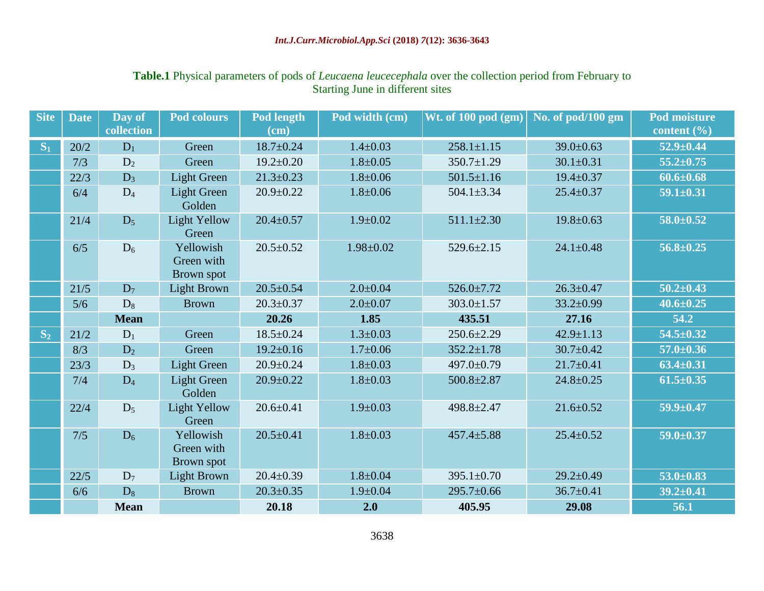**Table.1** Physical parameters of pods of *Leucaena leucecephala* over the collection period from February to Starting June in different sites

| Site | Date | Day of collection | Pod colours | Pod length (cm) | Pod width (cm) | Wt. of 100 pod (gm) | No. of pod/100 gm | Pod moisture content (%) |
|---|---|---|---|---|---|---|---|---|
| $S_1$ | 20/2 | $D_1$ | Green | 18.7±0.24 | 1.4±0.03 | 258.1±1.15 | 39.0±0.63 | **52.9±0.44** |
| | 7/3 | $D_2$ | Green | 19.2±0.20 | 1.8±0.05 | 350.7±1.29 | 30.1±0.31 | **55.2±0.75** |
| | 22/3 | $D_3$ | Light Green | 21.3±0.23 | 1.8±0.06 | 501.5±1.16 | 19.4±0.37 | **60.6±0.68** |
| | 6/4 | $D_4$ | Light Green Golden | 20.9±0.22 | 1.8±0.06 | 504.1±3.34 | 25.4±0.37 | **59.1±0.31** |
| | 21/4 | $D_5$ | Light Yellow Green | 20.4±0.57 | 1.9±0.02 | 511.1±2.30 | 19.8±0.63 | **58.0±0.52** |
| | 6/5 | $D_6$ | Yellowish Green with Brown spot | 20.5±0.52 | 1.98±0.02 | 529.6±2.15 | 24.1±0.48 | **56.8±0.25** |
| | 21/5 | $D_7$ | Light Brown | 20.5±0.54 | 2.0±0.04 | 526.0±7.72 | 26.3±0.47 | **50.2±0.43** |
| | 5/6 | $D_8$ | Brown | 20.3±0.37 | 2.0±0.07 | 303.0±1.57 | 33.2±0.99 | **40.6±0.25** |
| | | **Mean** | | **20.26** | **1.85** | **435.51** | **27.16** | **54.2** |
| $S_2$ | 21/2 | $D_1$ | Green | 18.5±0.24 | 1.3±0.03 | 250.6±2.29 | 42.9±1.13 | **54.5±0.32** |
| | 8/3 | $D_2$ | Green | 19.2±0.16 | 1.7±0.06 | 352.2±1.78 | 30.7±0.42 | **57.0±0.36** |
| | 23/3 | $D_3$ | Light Green | 20.9±0.24 | 1.8±0.03 | 497.0±0.79 | 21.7±0.41 | **63.4±0.31** |
| | 7/4 | $D_4$ | Light Green Golden | 20.9±0.22 | 1.8±0.03 | 500.8±2.87 | 24.8±0.25 | **61.5±0.35** |
| | 22/4 | $D_5$ | Light Yellow Green | 20.6±0.41 | 1.9±0.03 | 498.8±2.47 | 21.6±0.52 | **59.9±0.47** |
| | 7/5 | $D_6$ | Yellowish Green with Brown spot | 20.5±0.41 | 1.8±0.03 | 457.4±5.88 | 25.4±0.52 | **59.0±0.37** |
| | 22/5 | $D_7$ | Light Brown | 20.4±0.39 | 1.8±0.04 | 395.1±0.70 | 29.2±0.49 | **53.0±0.83** |
| | 6/6 | $D_8$ | Brown | 20.3±0.35 | 1.9±0.04 | 295.7±0.66 | 36.7±0.41 | **39.2±0.41** |
| | | **Mean** | | **20.18** | **2.0** | **405.95** | **29.08** | **56.1** |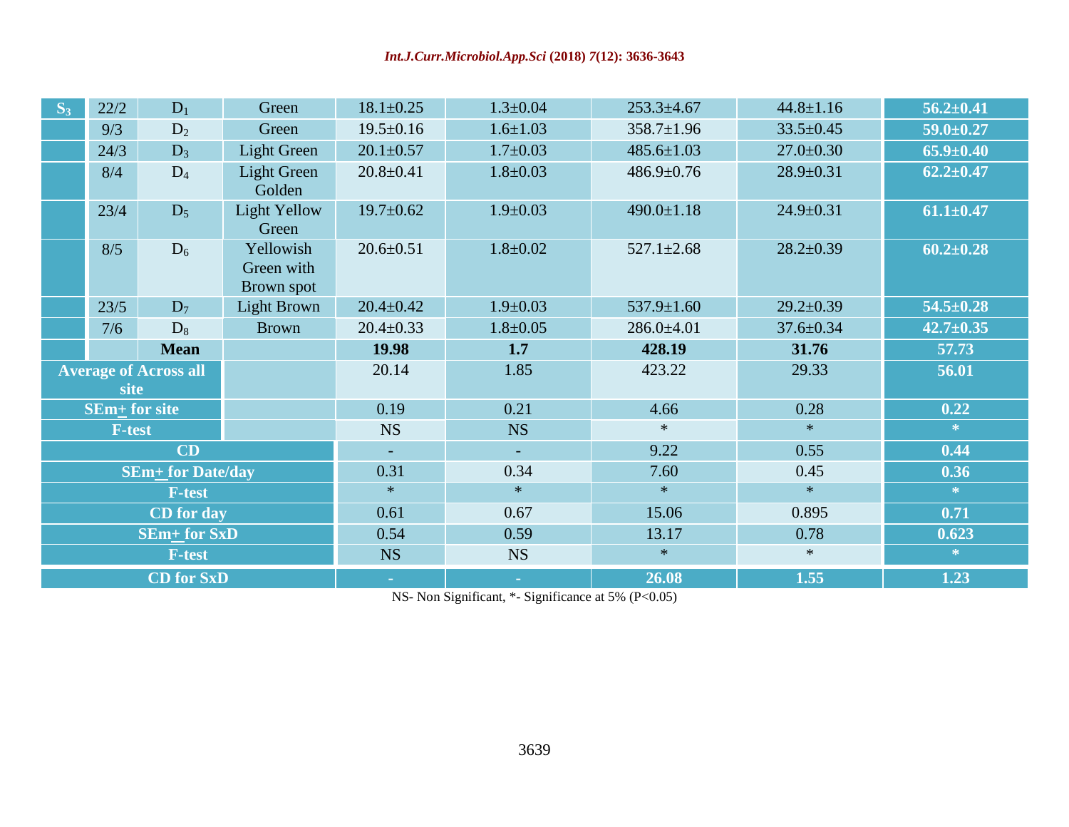| | | | | | | | | |
|---|---|---|---|---|---|---|---|---|
| $S_3$ | 22/2 | $D_1$ | Green | 18.1±0.25 | 1.3±0.04 | 253.3±4.67 | 44.8±1.16 | **56.2±0.41** |
| | 9/3 | $D_2$ | Green | 19.5±0.16 | 1.6±1.03 | 358.7±1.96 | 33.5±0.45 | **59.0±0.27** |
| | 24/3 | $D_3$ | Light Green | 20.1±0.57 | 1.7±0.03 | 485.6±1.03 | 27.0±0.30 | **65.9±0.40** |
| | 8/4 | $D_4$ | Light Green Golden | 20.8±0.41 | 1.8±0.03 | 486.9±0.76 | 28.9±0.31 | **62.2±0.47** |
| | 23/4 | $D_5$ | Light Yellow Green | 19.7±0.62 | 1.9±0.03 | 490.0±1.18 | 24.9±0.31 | **61.1±0.47** |
| | 8/5 | $D_6$ | Yellowish Green with Brown spot | 20.6±0.51 | 1.8±0.02 | 527.1±2.68 | 28.2±0.39 | **60.2±0.28** |
| | 23/5 | $D_7$ | Light Brown | 20.4±0.42 | 1.9±0.03 | 537.9±1.60 | 29.2±0.39 | **54.5±0.28** |
| | 7/6 | $D_8$ | Brown | 20.4±0.33 | 1.8±0.05 | 286.0±4.01 | 37.6±0.34 | **42.7±0.35** |
| | | **Mean** | | **19.98** | **1.7** | **428.19** | **31.76** | **57.73** |
| **Average of Across all site** | | | | 20.14 | 1.85 | 423.22 | 29.33 | **56.01** |
| **SEm± for site** | | | | 0.19 | 0.21 | 4.66 | 0.28 | **0.22** |
| **F-test** | | | | NS | NS | * | * | * |
| **CD** | | | | - | - | 9.22 | 0.55 | **0.44** |
| **SEm± for Date/day** | | | | 0.31 | 0.34 | 7.60 | 0.45 | **0.36** |
| **F-test** | | | | * | * | * | * | * |
| **CD for day** | | | | 0.61 | 0.67 | 15.06 | 0.895 | **0.71** |
| **SEm± for SxD** | | | | 0.54 | 0.59 | 13.17 | 0.78 | **0.623** |
| **F-test** | | | | NS | NS | * | * | * |
| **CD for SxD** | | | | - | - | **26.08** | **1.55** | **1.23** |

NS- Non Significant, *- Significance at 5% (P<0.05)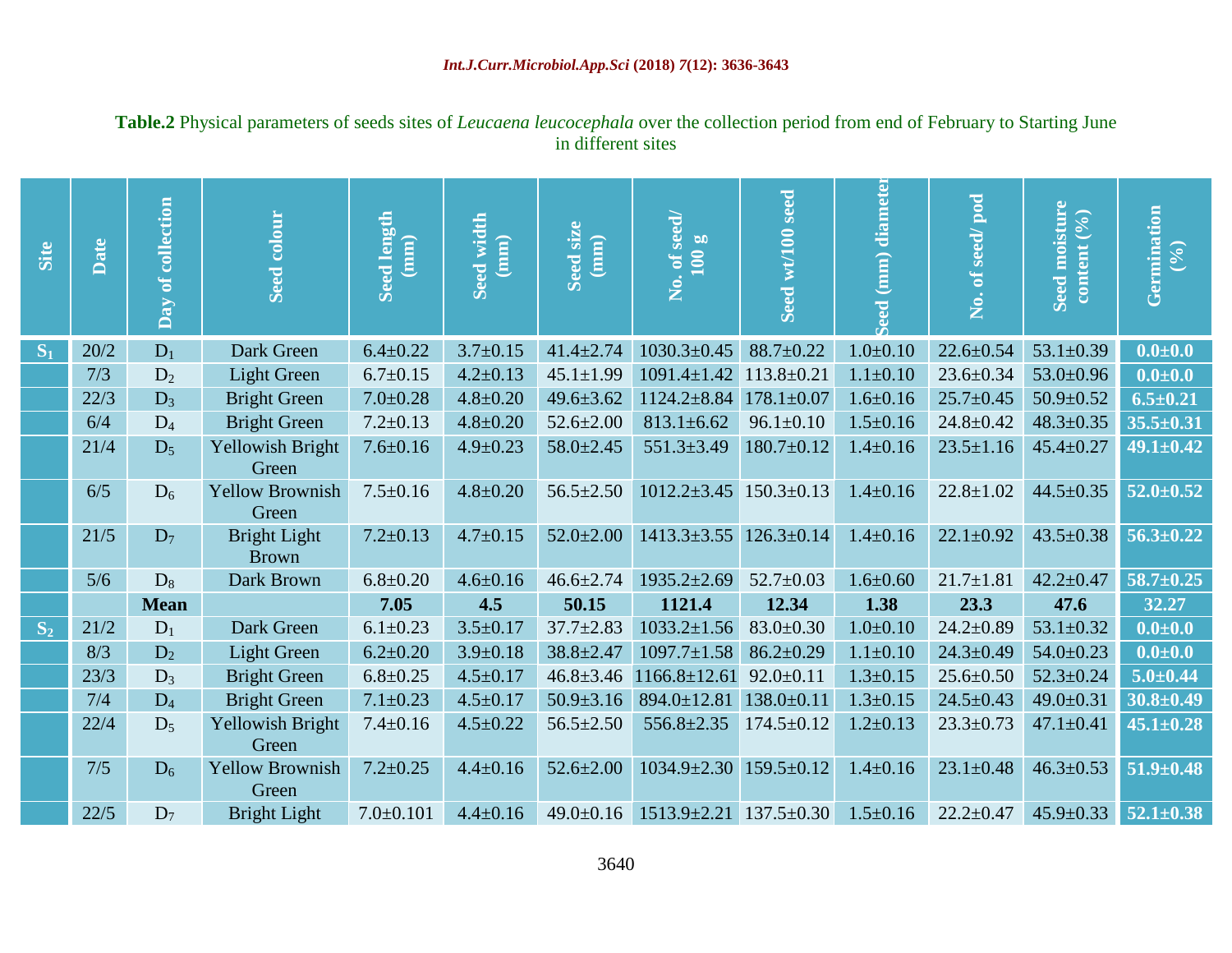**Table.2** Physical parameters of seeds sites of *Leucaena leucocephala* over the collection period from end of February to Starting June in different sites

| Site | Date | Day of collection | Seed colour | Seed length (mm) | Seed width (mm) | Seed size (mm) | No. of seed/ 100 g | Seed wt/100 seed | Seed (mm) diameter | No. of seed/ pod | Seed moisture content (%) | Germination (%) |
|---|---|---|---|---|---|---|---|---|---|---|---|---|
| $S_1$ | 20/2 | $D_1$ | Dark Green | 6.4±0.22 | 3.7±0.15 | 41.4±2.74 | 1030.3±0.45 | 88.7±0.22 | 1.0±0.10 | 22.6±0.54 | 53.1±0.39 | **0.0±0.0** |
| | 7/3 | $D_2$ | Light Green | 6.7±0.15 | 4.2±0.13 | 45.1±1.99 | 1091.4±1.42 | 113.8±0.21 | 1.1±0.10 | 23.6±0.34 | 53.0±0.96 | **0.0±0.0** |
| | 22/3 | $D_3$ | Bright Green | 7.0±0.28 | 4.8±0.20 | 49.6±3.62 | 1124.2±8.84 | 178.1±0.07 | 1.6±0.16 | 25.7±0.45 | 50.9±0.52 | **6.5±0.21** |
| | 6/4 | $D_4$ | Bright Green | 7.2±0.13 | 4.8±0.20 | 52.6±2.00 | 813.1±6.62 | 96.1±0.10 | 1.5±0.16 | 24.8±0.42 | 48.3±0.35 | **35.5±0.31** |
| | 21/4 | $D_5$ | Yellowish Bright Green | 7.6±0.16 | 4.9±0.23 | 58.0±2.45 | 551.3±3.49 | 180.7±0.12 | 1.4±0.16 | 23.5±1.16 | 45.4±0.27 | **49.1±0.42** |
| | 6/5 | $D_6$ | Yellow Brownish Green | 7.5±0.16 | 4.8±0.20 | 56.5±2.50 | 1012.2±3.45 | 150.3±0.13 | 1.4±0.16 | 22.8±1.02 | 44.5±0.35 | **52.0±0.52** |
| | 21/5 | $D_7$ | Bright Light Brown | 7.2±0.13 | 4.7±0.15 | 52.0±2.00 | 1413.3±3.55 | 126.3±0.14 | 1.4±0.16 | 22.1±0.92 | 43.5±0.38 | **56.3±0.22** |
| | 5/6 | $D_8$ | Dark Brown | 6.8±0.20 | 4.6±0.16 | 46.6±2.74 | 1935.2±2.69 | 52.7±0.03 | 1.6±0.60 | 21.7±1.81 | 42.2±0.47 | **58.7±0.25** |
| | | **Mean** | | **7.05** | **4.5** | **50.15** | **1121.4** | **12.34** | **1.38** | **23.3** | **47.6** | **32.27** |
| $S_2$ | 21/2 | $D_1$ | Dark Green | 6.1±0.23 | 3.5±0.17 | 37.7±2.83 | 1033.2±1.56 | 83.0±0.30 | 1.0±0.10 | 24.2±0.89 | 53.1±0.32 | **0.0±0.0** |
| | 8/3 | $D_2$ | Light Green | 6.2±0.20 | 3.9±0.18 | 38.8±2.47 | 1097.7±1.58 | 86.2±0.29 | 1.1±0.10 | 24.3±0.49 | 54.0±0.23 | **0.0±0.0** |
| | 23/3 | $D_3$ | Bright Green | 6.8±0.25 | 4.5±0.17 | 46.8±3.46 | 1166.8±12.61 | 92.0±0.11 | 1.3±0.15 | 25.6±0.50 | 52.3±0.24 | **5.0±0.44** |
| | 7/4 | $D_4$ | Bright Green | 7.1±0.23 | 4.5±0.17 | 50.9±3.16 | 894.0±12.81 | 138.0±0.11 | 1.3±0.15 | 24.5±0.43 | 49.0±0.31 | **30.8±0.49** |
| | 22/4 | $D_5$ | Yellowish Bright Green | 7.4±0.16 | 4.5±0.22 | 56.5±2.50 | 556.8±2.35 | 174.5±0.12 | 1.2±0.13 | 23.3±0.73 | 47.1±0.41 | **45.1±0.28** |
| | 7/5 | $D_6$ | Yellow Brownish Green | 7.2±0.25 | 4.4±0.16 | 52.6±2.00 | 1034.9±2.30 | 159.5±0.12 | 1.4±0.16 | 23.1±0.48 | 46.3±0.53 | **51.9±0.48** |
| | 22/5 | $D_7$ | Bright Light | 7.0±0.101 | 4.4±0.16 | 49.0±0.16 | 1513.9±2.21 | 137.5±0.30 | 1.5±0.16 | 22.2±0.47 | 45.9±0.33 | **52.1±0.38** |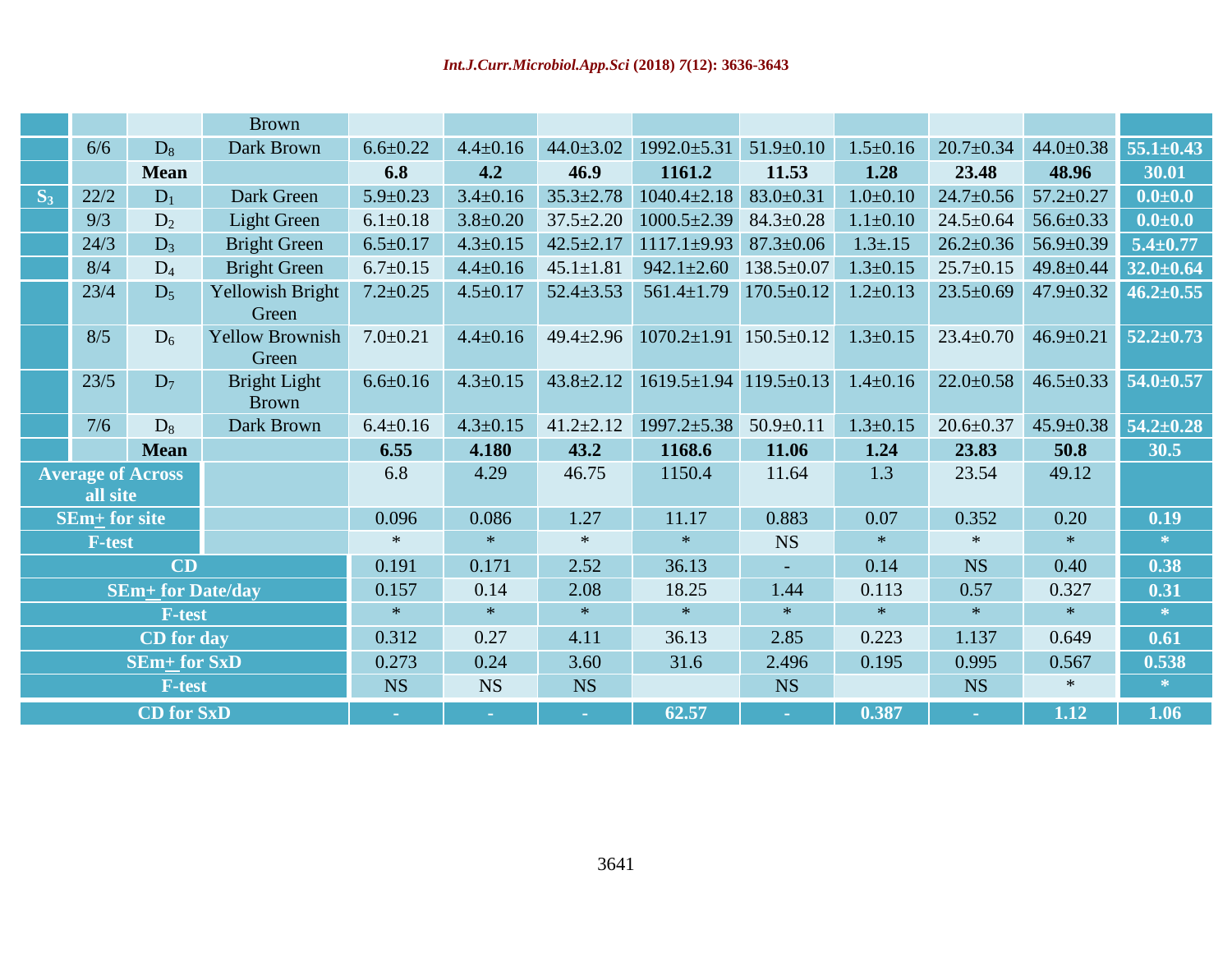| | | | Brown | | | | | | | | | |
|---|---|---|---|---|---|---|---|---|---|---|---|---|
| | 6/6 | $D_8$ | Dark Brown | 6.6±0.22 | 4.4±0.16 | 44.0±3.02 | 1992.0±5.31 | 51.9±0.10 | 1.5±0.16 | 20.7±0.34 | 44.0±0.38 | **55.1±0.43** |
| | | **Mean** | | **6.8** | **4.2** | **46.9** | **1161.2** | **11.53** | **1.28** | **23.48** | **48.96** | **30.01** |
| $S_3$ | 22/2 | $D_1$ | Dark Green | 5.9±0.23 | 3.4±0.16 | 35.3±2.78 | 1040.4±2.18 | 83.0±0.31 | 1.0±0.10 | 24.7±0.56 | 57.2±0.27 | **0.0±0.0** |
| | 9/3 | $D_2$ | Light Green | 6.1±0.18 | 3.8±0.20 | 37.5±2.20 | 1000.5±2.39 | 84.3±0.28 | 1.1±0.10 | 24.5±0.64 | 56.6±0.33 | **0.0±0.0** |
| | 24/3 | $D_3$ | Bright Green | 6.5±0.17 | 4.3±0.15 | 42.5±2.17 | 1117.1±9.93 | 87.3±0.06 | 1.3±.15 | 26.2±0.36 | 56.9±0.39 | **5.4±0.77** |
| | 8/4 | $D_4$ | Bright Green | 6.7±0.15 | 4.4±0.16 | 45.1±1.81 | 942.1±2.60 | 138.5±0.07 | 1.3±0.15 | 25.7±0.15 | 49.8±0.44 | **32.0±0.64** |
| | 23/4 | $D_5$ | Yellowish Bright Green | 7.2±0.25 | 4.5±0.17 | 52.4±3.53 | 561.4±1.79 | 170.5±0.12 | 1.2±0.13 | 23.5±0.69 | 47.9±0.32 | **46.2±0.55** |
| | 8/5 | $D_6$ | Yellow Brownish Green | 7.0±0.21 | 4.4±0.16 | 49.4±2.96 | 1070.2±1.91 | 150.5±0.12 | 1.3±0.15 | 23.4±0.70 | 46.9±0.21 | **52.2±0.73** |
| | 23/5 | $D_7$ | Bright Light Brown | 6.6±0.16 | 4.3±0.15 | 43.8±2.12 | 1619.5±1.94 | 119.5±0.13 | 1.4±0.16 | 22.0±0.58 | 46.5±0.33 | **54.0±0.57** |
| | 7/6 | $D_8$ | Dark Brown | 6.4±0.16 | 4.3±0.15 | 41.2±2.12 | 1997.2±5.38 | 50.9±0.11 | 1.3±0.15 | 20.6±0.37 | 45.9±0.38 | **54.2±0.28** |
| | | **Mean** | | **6.55** | **4.180** | **43.2** | **1168.6** | **11.06** | **1.24** | **23.83** | **50.8** | **30.5** |
| **Average of Across all site** | | | | 6.8 | 4.29 | 46.75 | 1150.4 | 11.64 | 1.3 | 23.54 | 49.12 | |
| **SEm± for site** | | | | 0.096 | 0.086 | 1.27 | 11.17 | 0.883 | 0.07 | 0.352 | 0.20 | **0.19** |
| **F-test** | | | | * | * | * | * | NS | * | * | * | * |
| **CD** | | | | 0.191 | 0.171 | 2.52 | 36.13 | - | 0.14 | NS | 0.40 | **0.38** |
| **SEm± for Date/day** | | | | 0.157 | 0.14 | 2.08 | 18.25 | 1.44 | 0.113 | 0.57 | 0.327 | **0.31** |
| **F-test** | | | | * | * | * | * | * | * | * | * | * |
| **CD for day** | | | | 0.312 | 0.27 | 4.11 | 36.13 | 2.85 | 0.223 | 1.137 | 0.649 | **0.61** |
| **SEm± for SxD** | | | | 0.273 | 0.24 | 3.60 | 31.6 | 2.496 | 0.195 | 0.995 | 0.567 | **0.538** |
| **F-test** | | | | NS | NS | NS | | NS | | NS | * | * |
| **CD for SxD** | | | | - | - | - | **62.57** | - | **0.387** | - | **1.12** | **1.06** |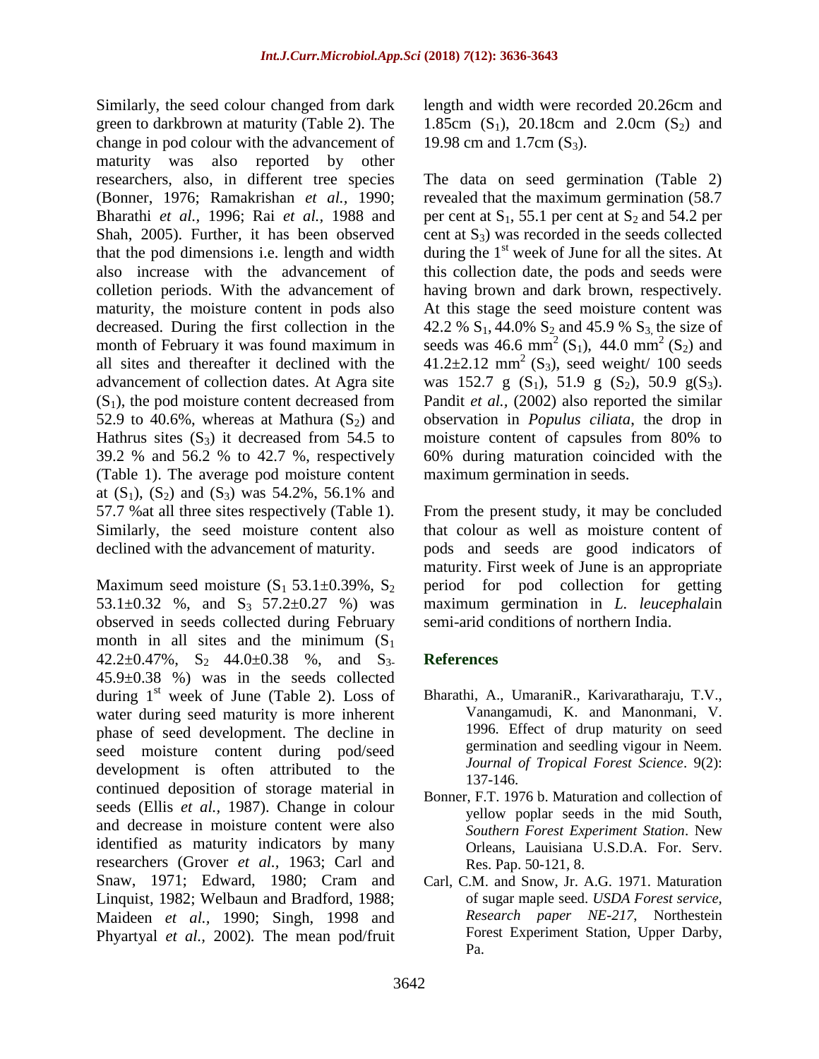Similarly, the seed colour changed from dark green to darkbrown at maturity (Table 2). The change in pod colour with the advancement of maturity was also reported by other researchers, also, in different tree species (Bonner, 1976; Ramakrishan *et al.,* 1990; Bharathi *et al.,* 1996; Rai *et al.,* 1988 and Shah, 2005). Further, it has been observed that the pod dimensions i.e. length and width also increase with the advancement of colletion periods. With the advancement of maturity, the moisture content in pods also decreased. During the first collection in the month of February it was found maximum in all sites and thereafter it declined with the advancement of collection dates. At Agra site ($S_1$), the pod moisture content decreased from 52.9 to 40.6%, whereas at Mathura ($S_2$) and Hathrus sites ($S_3$) it decreased from 54.5 to 39.2 % and 56.2 % to 42.7 %, respectively (Table 1). The average pod moisture content at ($S_1$), ($S_2$) and ($S_3$) was 54.2%, 56.1% and 57.7 %at all three sites respectively (Table 1). Similarly, the seed moisture content also declined with the advancement of maturity.

Maximum seed moisture ($S_1$ 53.1±0.39%, $S_2$ 53.1±0.32 %, and $S_3$ 57.2±0.27 %) was observed in seeds collected during February month in all sites and the minimum ($S_1$ 42.2±0.47%, $S_2$ 44.0±0.38 %, and $S_3$- 45.9±0.38 %) was in the seeds collected during 1st week of June (Table 2). Loss of water during seed maturity is more inherent phase of seed development. The decline in seed moisture content during pod/seed development is often attributed to the continued deposition of storage material in seeds (Ellis *et al.,* 1987). Change in colour and decrease in moisture content were also identified as maturity indicators by many researchers (Grover *et al.,* 1963; Carl and Snaw, 1971; Edward, 1980; Cram and Linquist, 1982; Welbaun and Bradford, 1988; Maideen *et al.,* 1990; Singh, 1998 and Phyartyal *et al.,* 2002). The mean pod/fruit length and width were recorded 20.26cm and 1.85cm ($S_1$), 20.18cm and 2.0cm ($S_2$) and 19.98 cm and 1.7cm ($S_3$).

The data on seed germination (Table 2) revealed that the maximum germination (58.7 per cent at $S_1$, 55.1 per cent at $S_2$ and 54.2 per cent at $S_3$) was recorded in the seeds collected during the 1st week of June for all the sites. At this collection date, the pods and seeds were having brown and dark brown, respectively. At this stage the seed moisture content was 42.2 % $S_1$, 44.0% $S_2$ and 45.9 % $S_3$, the size of seeds was 46.6 $mm^2$ ($S_1$), 44.0 $mm^2$ ($S_2$) and 41.2±2.12 $mm^2$ ($S_3$), seed weight/ 100 seeds was 152.7 g ($S_1$), 51.9 g ($S_2$), 50.9 g($S_3$). Pandit *et al.,* (2002) also reported the similar observation in *Populus ciliata*, the drop in moisture content of capsules from 80% to 60% during maturation coincided with the maximum germination in seeds.

From the present study, it may be concluded that colour as well as moisture content of pods and seeds are good indicators of maturity. First week of June is an appropriate period for pod collection for getting maximum germination in *L. leucephala*in semi-arid conditions of northern India.

## References

- Bharathi, A., UmaraniR., Karivaratharaju, T.V., Vanangamudi, K. and Manonmani, V. 1996. Effect of drup maturity on seed germination and seedling vigour in Neem. *Journal of Tropical Forest Science*. 9(2): 137-146.
- Bonner, F.T. 1976 b. Maturation and collection of yellow poplar seeds in the mid South, *Southern Forest Experiment Station*. New Orleans, Lauisiana U.S.D.A. For. Serv. Res. Pap. 50-121, 8.
- Carl, C.M. and Snow, Jr. A.G. 1971. Maturation of sugar maple seed. *USDA Forest service, Research paper NE-217*, Northestein Forest Experiment Station, Upper Darby, Pa.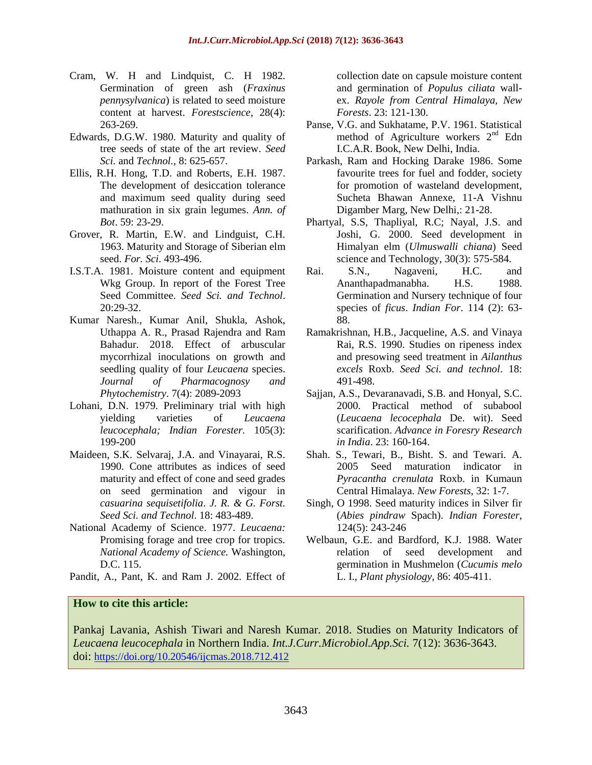Cram, W. H and Lindquist, C. H 1982. Germination of green ash (*Fraxinus pennysylvanica*) is related to seed moisture content at harvest. *Forestscience*, 28(4): 263-269.

Edwards, D.G.W. 1980. Maturity and quality of tree seeds of state of the art review. *Seed Sci.* and *Technol.*, 8: 625-657.

Ellis, R.H. Hong, T.D. and Roberts, E.H. 1987. The development of desiccation tolerance and maximum seed quality during seed mathuration in six grain legumes. *Ann. of Bot*. 59: 23-29.

Grover, R. Martin, E.W. and Lindguist, C.H. 1963. Maturity and Storage of Siberian elm seed. *For. Sci*. 493-496.

I.S.T.A. 1981. Moisture content and equipment Wkg Group. In report of the Forest Tree Seed Committee. *Seed Sci. and Technol*. 20:29-32.

Kumar Naresh., Kumar Anil, Shukla, Ashok, Uthappa A. R., Prasad Rajendra and Ram Bahadur. 2018. Effect of arbuscular mycorrhizal inoculations on growth and seedling quality of four *Leucaena* species. *Journal of Pharmacognosy and Phytochemistry*. 7(4): 2089-2093

Lohani, D.N. 1979. Preliminary trial with high yielding varieties of *Leucaena leucocephala; Indian Forester.* 105(3): 199-200

Maideen, S.K. Selvaraj, J.A. and Vinayarai, R.S. 1990. Cone attributes as indices of seed maturity and effect of cone and seed grades on seed germination and vigour in *casuarina sequisetifolia*. *J. R. & G. Forst. Seed Sci. and Technol*. 18: 483-489.

National Academy of Science. 1977. *Leucaena:* Promising forage and tree crop for tropics. *National Academy of Science.* Washington, D.C. 115.

Pandit, A., Pant, K. and Ram J. 2002. Effect of collection date on capsule moisture content and germination of *Populus ciliata* wall-ex. *Rayole from Central Himalaya, New Forests*. 23: 121-130.

Panse, V.G. and Sukhatame, P.V. 1961. Statistical method of Agriculture workers 2nd Edn I.C.A.R. Book, New Delhi, India.

Parkash, Ram and Hocking Darake 1986. Some favourite trees for fuel and fodder, society for promotion of wasteland development, Sucheta Bhawan Annexe, 11-A Vishnu Digamber Marg, New Delhi,: 21-28.

Phartyal, S.S, Thapliyal, R.C; Nayal, J.S. and Joshi, G. 2000. Seed development in Himalyan elm (*Ulmuswalli chiana*) Seed science and Technology, 30(3): 575-584.

Rai. S.N., Nagaveni, H.C. and Ananthapadmanabha. H.S. 1988. Germination and Nursery technique of four species of *ficus*. *Indian For*. 114 (2): 63-88.

Ramakrishnan, H.B., Jacqueline, A.S. and Vinaya Rai, R.S. 1990. Studies on ripeness index and presowing seed treatment in *Ailanthus excels* Roxb. *Seed Sci. and technol*. 18: 491-498.

Sajjan, A.S., Devaranavadi, S.B. and Honyal, S.C. 2000. Practical method of subabool (*Leucaena lecocephala* De. wit). Seed scarification. *Advance in Foresry Research in India*. 23: 160-164.

Shah. S., Tewari, B., Bisht. S. and Tewari. A. 2005 Seed maturation indicator in *Pyracantha crenulata* Roxb. in Kumaun Central Himalaya. *New Forests*, 32: 1-7.

Singh, O 1998. Seed maturity indices in Silver fir (*Abies pindraw* Spach). *Indian Forester*, 124(5): 243-246

Welbaun, G.E. and Bardford, K.J. 1988. Water relation of seed development and germination in Mushmelon (*Cucumis melo* L. I., *Plant physiology*, 86: 405-411.

**How to cite this article:**

Pankaj Lavania, Ashish Tiwari and Naresh Kumar. 2018. Studies on Maturity Indicators of *Leucaena leucocephala* in Northern India. *Int.J.Curr.Microbiol.App.Sci.* 7(12): 3636-3643. doi: https://doi.org/10.20546/ijcmas.2018.712.412